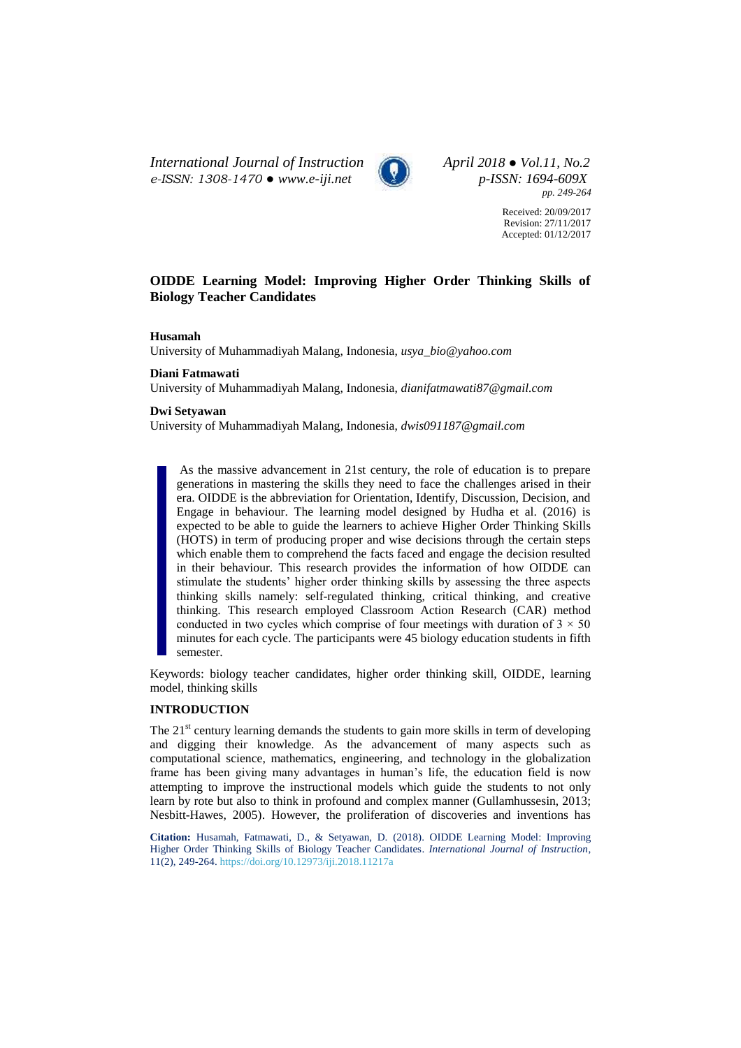Received: 20/09/2017
Revision: 27/11/2017
Accepted: 01/12/2017

# OIDDE Learning Model: Improving Higher Order Thinking Skills of Biology Teacher Candidates

**Husamah**
University of Muhammadiyah Malang, Indonesia, *usya_bio@yahoo.com*

**Diani Fatmawati**
University of Muhammadiyah Malang, Indonesia, *dianifatmawati87@gmail.com*

**Dwi Setyawan**
University of Muhammadiyah Malang, Indonesia, *dwis091187@gmail.com*

As the massive advancement in 21st century, the role of education is to prepare generations in mastering the skills they need to face the challenges arised in their era. OIDDE is the abbreviation for Orientation, Identify, Discussion, Decision, and Engage in behaviour. The learning model designed by Hudha et al. (2016) is expected to be able to guide the learners to achieve Higher Order Thinking Skills (HOTS) in term of producing proper and wise decisions through the certain steps which enable them to comprehend the facts faced and engage the decision resulted in their behaviour. This research provides the information of how OIDDE can stimulate the students' higher order thinking skills by assessing the three aspects thinking skills namely: self-regulated thinking, critical thinking, and creative thinking. This research employed Classroom Action Research (CAR) method conducted in two cycles which comprise of four meetings with duration of $3 \times 50$ minutes for each cycle. The participants were 45 biology education students in fifth semester.

Keywords: biology teacher candidates, higher order thinking skill, OIDDE, learning model, thinking skills

## INTRODUCTION

The $21^{st}$ century learning demands the students to gain more skills in term of developing and digging their knowledge. As the advancement of many aspects such as computational science, mathematics, engineering, and technology in the globalization frame has been giving many advantages in human's life, the education field is now attempting to improve the instructional models which guide the students to not only learn by rote but also to think in profound and complex manner (Gullamhussesin, 2013; Nesbitt-Hawes, 2005). However, the proliferation of discoveries and inventions has

**Citation:** Husamah, Fatmawati, D., & Setyawan, D. (2018). OIDDE Learning Model: Improving Higher Order Thinking Skills of Biology Teacher Candidates. *International Journal of Instruction*, 11(2), 249-264. https://doi.org/10.12973/iji.2018.11217a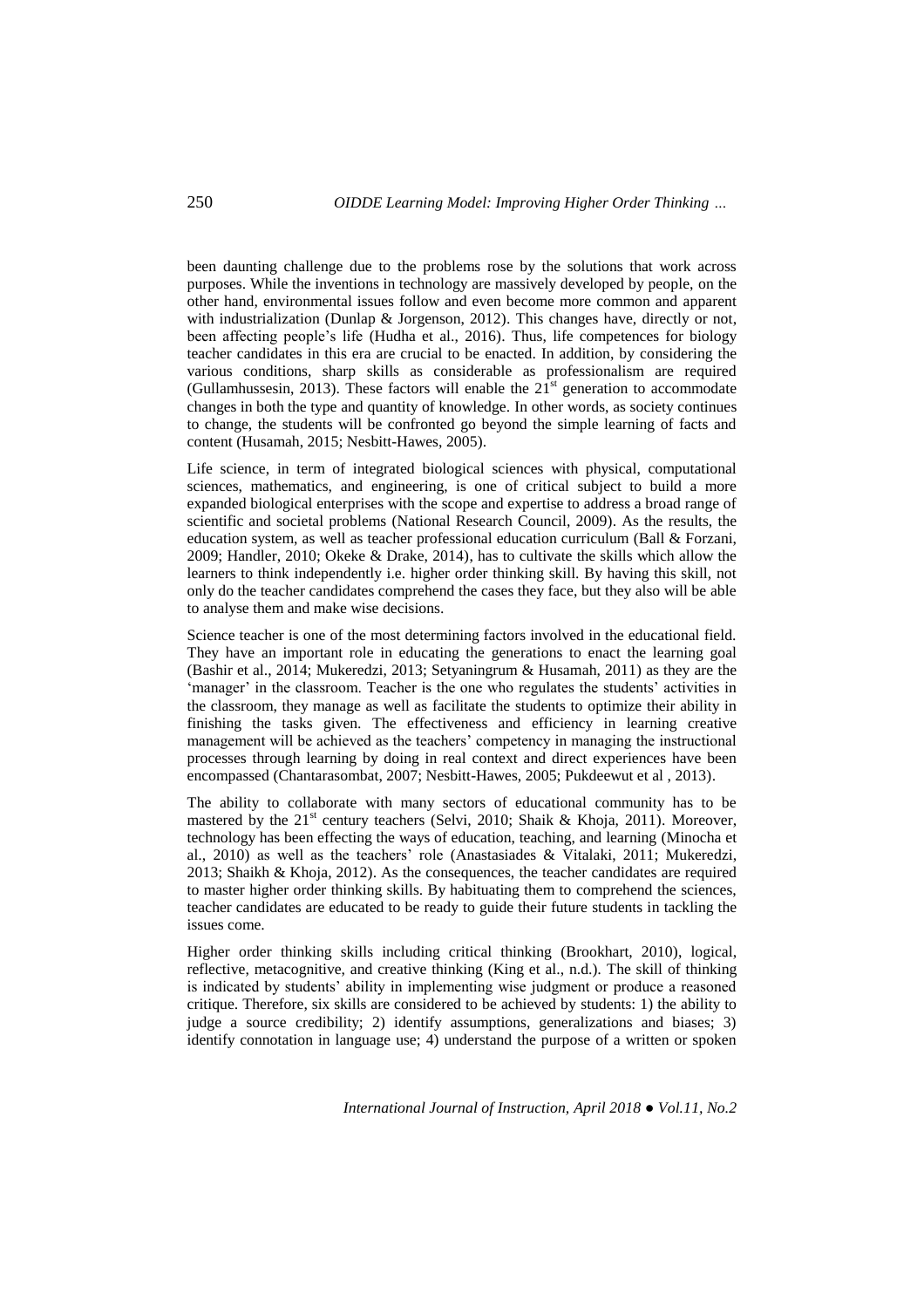been daunting challenge due to the problems rose by the solutions that work across purposes. While the inventions in technology are massively developed by people, on the other hand, environmental issues follow and even become more common and apparent with industrialization (Dunlap & Jorgenson, 2012). This changes have, directly or not, been affecting people's life (Hudha et al., 2016). Thus, life competences for biology teacher candidates in this era are crucial to be enacted. In addition, by considering the various conditions, sharp skills as considerable as professionalism are required (Gullamhussesin, 2013). These factors will enable the 21st generation to accommodate changes in both the type and quantity of knowledge. In other words, as society continues to change, the students will be confronted go beyond the simple learning of facts and content (Husamah, 2015; Nesbitt-Hawes, 2005).

Life science, in term of integrated biological sciences with physical, computational sciences, mathematics, and engineering, is one of critical subject to build a more expanded biological enterprises with the scope and expertise to address a broad range of scientific and societal problems (National Research Council, 2009). As the results, the education system, as well as teacher professional education curriculum (Ball & Forzani, 2009; Handler, 2010; Okeke & Drake, 2014), has to cultivate the skills which allow the learners to think independently i.e. higher order thinking skill. By having this skill, not only do the teacher candidates comprehend the cases they face, but they also will be able to analyse them and make wise decisions.

Science teacher is one of the most determining factors involved in the educational field. They have an important role in educating the generations to enact the learning goal (Bashir et al., 2014; Mukeredzi, 2013; Setyaningrum & Husamah, 2011) as they are the 'manager' in the classroom. Teacher is the one who regulates the students' activities in the classroom, they manage as well as facilitate the students to optimize their ability in finishing the tasks given. The effectiveness and efficiency in learning creative management will be achieved as the teachers' competency in managing the instructional processes through learning by doing in real context and direct experiences have been encompassed (Chantarasombat, 2007; Nesbitt-Hawes, 2005; Pukdeewut et al , 2013).

The ability to collaborate with many sectors of educational community has to be mastered by the 21st century teachers (Selvi, 2010; Shaik & Khoja, 2011). Moreover, technology has been effecting the ways of education, teaching, and learning (Minocha et al., 2010) as well as the teachers' role (Anastasiades & Vitalaki, 2011; Mukeredzi, 2013; Shaikh & Khoja, 2012). As the consequences, the teacher candidates are required to master higher order thinking skills. By habituating them to comprehend the sciences, teacher candidates are educated to be ready to guide their future students in tackling the issues come.

Higher order thinking skills including critical thinking (Brookhart, 2010), logical, reflective, metacognitive, and creative thinking (King et al., n.d.). The skill of thinking is indicated by students' ability in implementing wise judgment or produce a reasoned critique. Therefore, six skills are considered to be achieved by students: 1) the ability to judge a source credibility; 2) identify assumptions, generalizations and biases; 3) identify connotation in language use; 4) understand the purpose of a written or spoken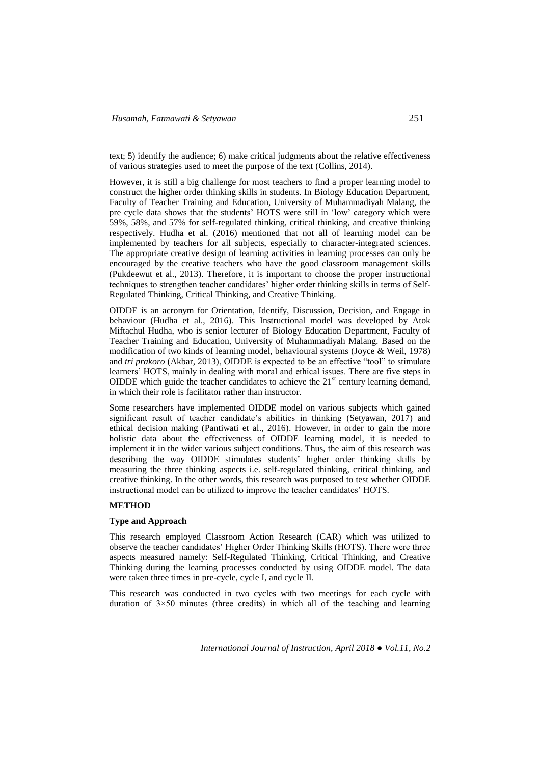text; 5) identify the audience; 6) make critical judgments about the relative effectiveness of various strategies used to meet the purpose of the text (Collins, 2014).

However, it is still a big challenge for most teachers to find a proper learning model to construct the higher order thinking skills in students. In Biology Education Department, Faculty of Teacher Training and Education, University of Muhammadiyah Malang, the pre cycle data shows that the students' HOTS were still in 'low' category which were 59%, 58%, and 57% for self-regulated thinking, critical thinking, and creative thinking respectively. Hudha et al. (2016) mentioned that not all of learning model can be implemented by teachers for all subjects, especially to character-integrated sciences. The appropriate creative design of learning activities in learning processes can only be encouraged by the creative teachers who have the good classroom management skills (Pukdeewut et al., 2013). Therefore, it is important to choose the proper instructional techniques to strengthen teacher candidates' higher order thinking skills in terms of Self-Regulated Thinking, Critical Thinking, and Creative Thinking.

OIDDE is an acronym for Orientation, Identify, Discussion, Decision, and Engage in behaviour (Hudha et al., 2016). This Instructional model was developed by Atok Miftachul Hudha, who is senior lecturer of Biology Education Department, Faculty of Teacher Training and Education, University of Muhammadiyah Malang. Based on the modification of two kinds of learning model, behavioural systems (Joyce & Weil, 1978) and *tri prakoro* (Akbar, 2013), OIDDE is expected to be an effective "tool" to stimulate learners' HOTS, mainly in dealing with moral and ethical issues. There are five steps in OIDDE which guide the teacher candidates to achieve the 21st century learning demand, in which their role is facilitator rather than instructor.

Some researchers have implemented OIDDE model on various subjects which gained significant result of teacher candidate's abilities in thinking (Setyawan, 2017) and ethical decision making (Pantiwati et al., 2016). However, in order to gain the more holistic data about the effectiveness of OIDDE learning model, it is needed to implement it in the wider various subject conditions. Thus, the aim of this research was describing the way OIDDE stimulates students' higher order thinking skills by measuring the three thinking aspects i.e. self-regulated thinking, critical thinking, and creative thinking. In the other words, this research was purposed to test whether OIDDE instructional model can be utilized to improve the teacher candidates' HOTS.

## METHOD

### Type and Approach

This research employed Classroom Action Research (CAR) which was utilized to observe the teacher candidates' Higher Order Thinking Skills (HOTS). There were three aspects measured namely: Self-Regulated Thinking, Critical Thinking, and Creative Thinking during the learning processes conducted by using OIDDE model. The data were taken three times in pre-cycle, cycle I, and cycle II.

This research was conducted in two cycles with two meetings for each cycle with duration of $3 \times 50$ minutes (three credits) in which all of the teaching and learning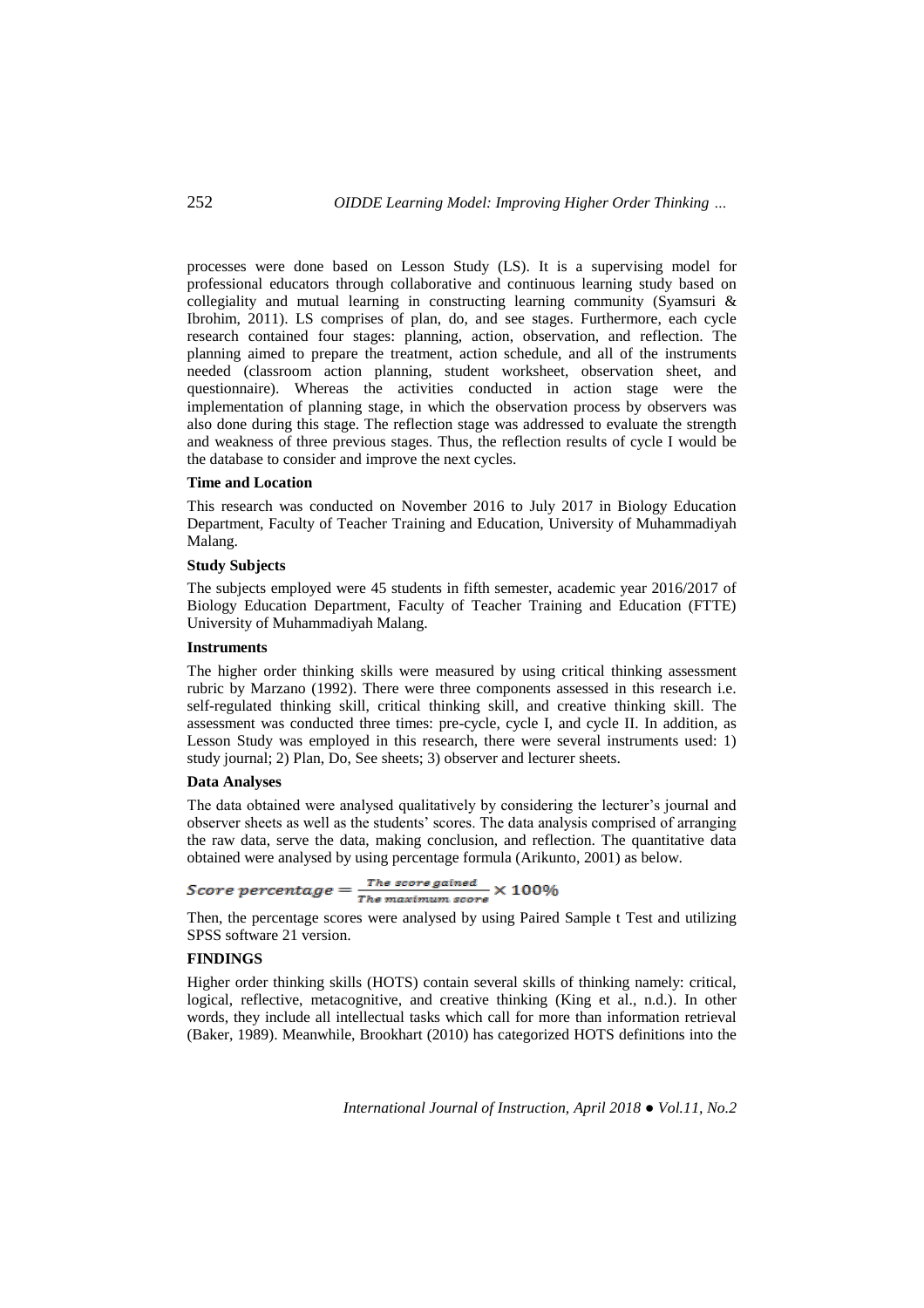processes were done based on Lesson Study (LS). It is a supervising model for professional educators through collaborative and continuous learning study based on collegiality and mutual learning in constructing learning community (Syamsuri & Ibrohim, 2011). LS comprises of plan, do, and see stages. Furthermore, each cycle research contained four stages: planning, action, observation, and reflection. The planning aimed to prepare the treatment, action schedule, and all of the instruments needed (classroom action planning, student worksheet, observation sheet, and questionnaire). Whereas the activities conducted in action stage were the implementation of planning stage, in which the observation process by observers was also done during this stage. The reflection stage was addressed to evaluate the strength and weakness of three previous stages. Thus, the reflection results of cycle I would be the database to consider and improve the next cycles.

**Time and Location**

This research was conducted on November 2016 to July 2017 in Biology Education Department, Faculty of Teacher Training and Education, University of Muhammadiyah Malang.

**Study Subjects**

The subjects employed were 45 students in fifth semester, academic year 2016/2017 of Biology Education Department, Faculty of Teacher Training and Education (FTTE) University of Muhammadiyah Malang.

**Instruments**

The higher order thinking skills were measured by using critical thinking assessment rubric by Marzano (1992). There were three components assessed in this research i.e. self-regulated thinking skill, critical thinking skill, and creative thinking skill. The assessment was conducted three times: pre-cycle, cycle I, and cycle II. In addition, as Lesson Study was employed in this research, there were several instruments used: 1) study journal; 2) Plan, Do, See sheets; 3) observer and lecturer sheets.

**Data Analyses**

The data obtained were analysed qualitatively by considering the lecturer's journal and observer sheets as well as the students' scores. The data analysis comprised of arranging the raw data, serve the data, making conclusion, and reflection. The quantitative data obtained were analysed by using percentage formula (Arikunto, 2001) as below.

$$Score\ percentage = \frac{The\ score\ gained}{The\ maximum\ score} \times 100\%$$

Then, the percentage scores were analysed by using Paired Sample t Test and utilizing SPSS software 21 version.

**FINDINGS**

Higher order thinking skills (HOTS) contain several skills of thinking namely: critical, logical, reflective, metacognitive, and creative thinking (King et al., n.d.). In other words, they include all intellectual tasks which call for more than information retrieval (Baker, 1989). Meanwhile, Brookhart (2010) has categorized HOTS definitions into the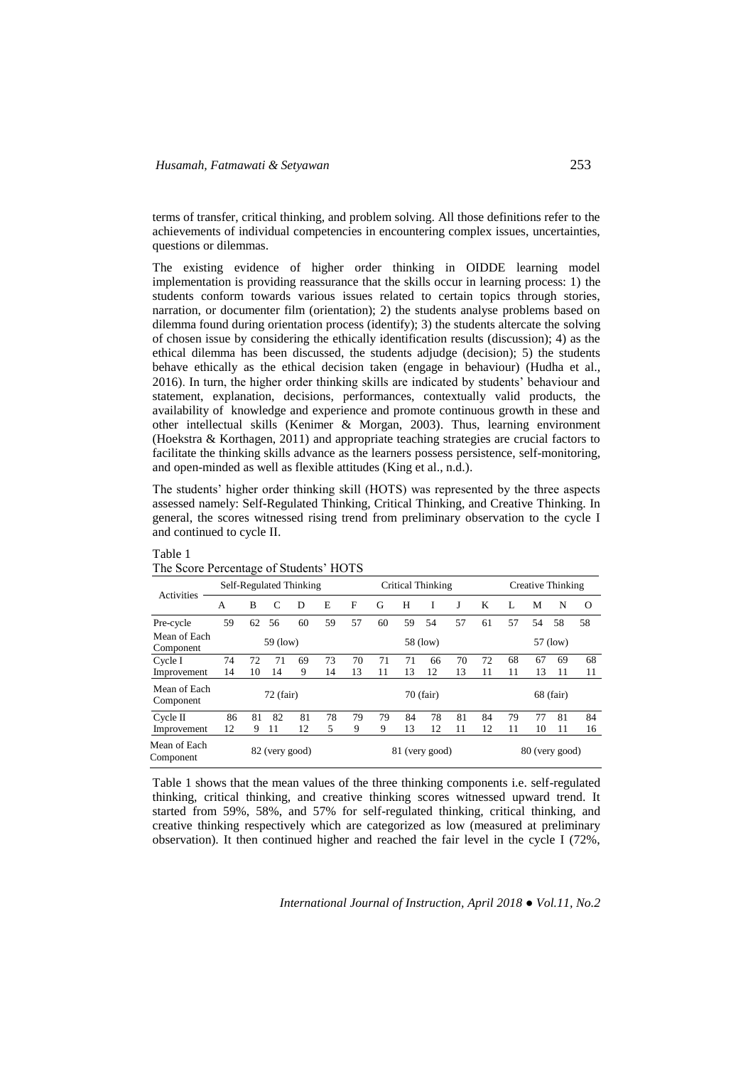terms of transfer, critical thinking, and problem solving. All those definitions refer to the achievements of individual competencies in encountering complex issues, uncertainties, questions or dilemmas.

The existing evidence of higher order thinking in OIDDE learning model implementation is providing reassurance that the skills occur in learning process: 1) the students conform towards various issues related to certain topics through stories, narration, or documenter film (orientation); 2) the students analyse problems based on dilemma found during orientation process (identify); 3) the students altercate the solving of chosen issue by considering the ethically identification results (discussion); 4) as the ethical dilemma has been discussed, the students adjudge (decision); 5) the students behave ethically as the ethical decision taken (engage in behaviour) (Hudha et al., 2016). In turn, the higher order thinking skills are indicated by students' behaviour and statement, explanation, decisions, performances, contextually valid products, the availability of knowledge and experience and promote continuous growth in these and other intellectual skills (Kenimer & Morgan, 2003). Thus, learning environment (Hoekstra & Korthagen, 2011) and appropriate teaching strategies are crucial factors to facilitate the thinking skills advance as the learners possess persistence, self-monitoring, and open-minded as well as flexible attitudes (King et al., n.d.).

The students' higher order thinking skill (HOTS) was represented by the three aspects assessed namely: Self-Regulated Thinking, Critical Thinking, and Creative Thinking. In general, the scores witnessed rising trend from preliminary observation to the cycle I and continued to cycle II.

Table 1
The Score Percentage of Students' HOTS

| Activities | Self-Regulated Thinking | | | | | Critical Thinking | | | | | Creative Thinking | | | | |
|---|---|---|---|---|---|---|---|---|---|---|---|---|---|---|---|
| | A | B | C | D | E | F | G | H | I | J | K | L | M | N | O |
| Pre-cycle | 59 | 62 | 56 | 60 | 59 | 57 | 60 | 59 | 54 | 57 | 61 | 57 | 54 | 58 | 58 |
| Mean of Each Component | 59 (low) | | | | | 58 (low) | | | | | 57 (low) | | | | |
| Cycle I | 74 | 72 | 71 | 69 | 73 | 70 | 71 | 71 | 66 | 70 | 72 | 68 | 67 | 69 | 68 |
| Improvement | 14 | 10 | 14 | 9 | 14 | 13 | 11 | 13 | 12 | 13 | 11 | 11 | 13 | 11 | 11 |
| Mean of Each Component | 72 (fair) | | | | | 70 (fair) | | | | | 68 (fair) | | | | |
| Cycle II | 86 | 81 | 82 | 81 | 78 | 79 | 79 | 84 | 78 | 81 | 84 | 79 | 77 | 81 | 84 |
| Improvement | 12 | 9 | 11 | 12 | 5 | 9 | 9 | 13 | 12 | 11 | 12 | 11 | 10 | 11 | 16 |
| Mean of Each Component | 82 (very good) | | | | | 81 (very good) | | | | | 80 (very good) | | | | |

Table 1 shows that the mean values of the three thinking components i.e. self-regulated thinking, critical thinking, and creative thinking scores witnessed upward trend. It started from 59%, 58%, and 57% for self-regulated thinking, critical thinking, and creative thinking respectively which are categorized as low (measured at preliminary observation). It then continued higher and reached the fair level in the cycle I (72%,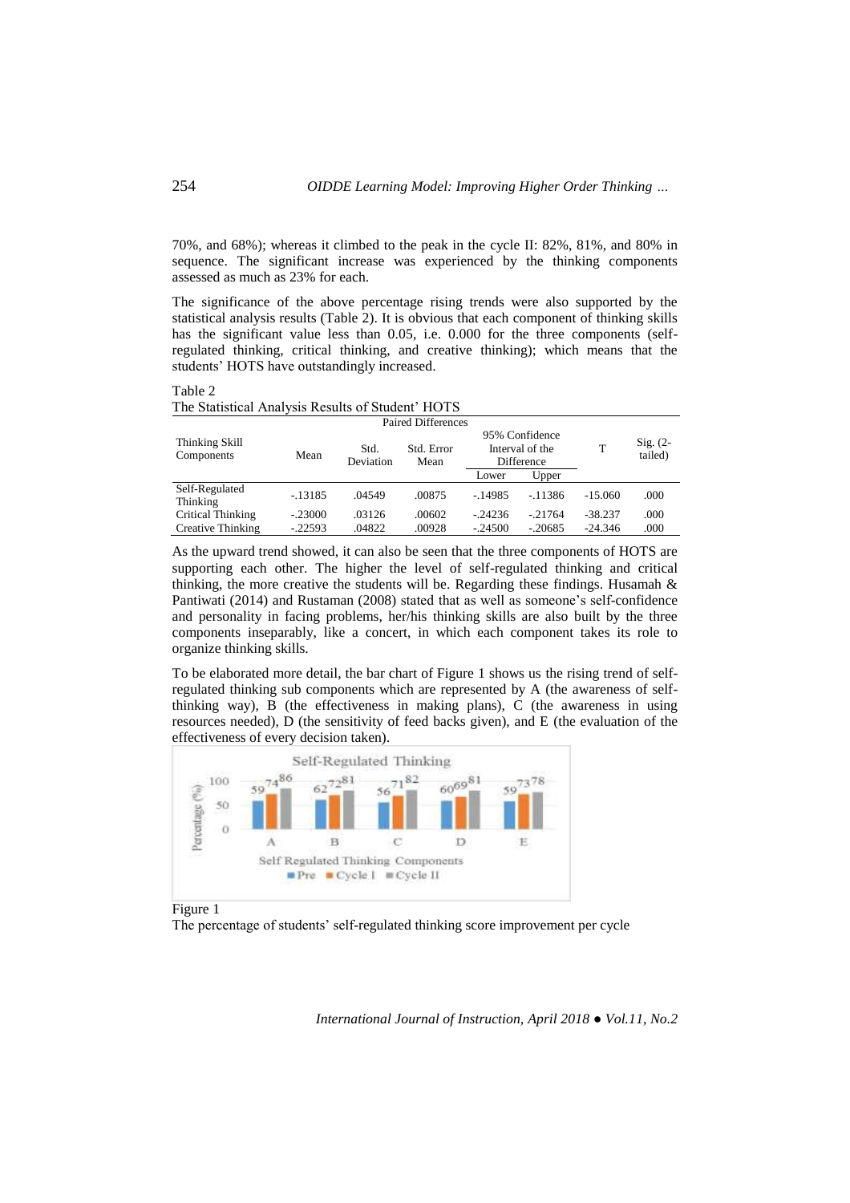70%, and 68%); whereas it climbed to the peak in the cycle II: 82%, 81%, and 80% in sequence. The significant increase was experienced by the thinking components assessed as much as 23% for each.

The significance of the above percentage rising trends were also supported by the statistical analysis results (Table 2). It is obvious that each component of thinking skills has the significant value less than 0.05, i.e. 0.000 for the three components (self-regulated thinking, critical thinking, and creative thinking); which means that the students' HOTS have outstandingly increased.

Table 2
The Statistical Analysis Results of Student' HOTS

| Thinking Skill Components | Paired Differences | | | | | T | Sig. (2-tailed) |
|---|---|---|---|---|---|---|---|
| | Mean | Std. Deviation | Std. Error Mean | 95% Confidence Interval of the Difference | | | |
| | | | | Lower | Upper | | |
| Self-Regulated Thinking | -.13185 | .04549 | .00875 | -.14985 | -.11386 | -15.060 | .000 |
| Critical Thinking | -.23000 | .03126 | .00602 | -.24236 | -.21764 | -38.237 | .000 |
| Creative Thinking | -.22593 | .04822 | .00928 | -.24500 | -.20685 | -24.346 | .000 |

As the upward trend showed, it can also be seen that the three components of HOTS are supporting each other. The higher the level of self-regulated thinking and critical thinking, the more creative the students will be. Regarding these findings. Husamah & Pantiwati (2014) and Rustaman (2008) stated that as well as someone's self-confidence and personality in facing problems, her/his thinking skills are also built by the three components inseparably, like a concert, in which each component takes its role to organize thinking skills.

To be elaborated more detail, the bar chart of Figure 1 shows us the rising trend of self-regulated thinking sub components which are represented by A (the awareness of self-thinking way), B (the effectiveness in making plans), C (the awareness in using resources needed), D (the sensitivity of feed backs given), and E (the evaluation of the effectiveness of every decision taken).

Figure 1
The percentage of students' self-regulated thinking score improvement per cycle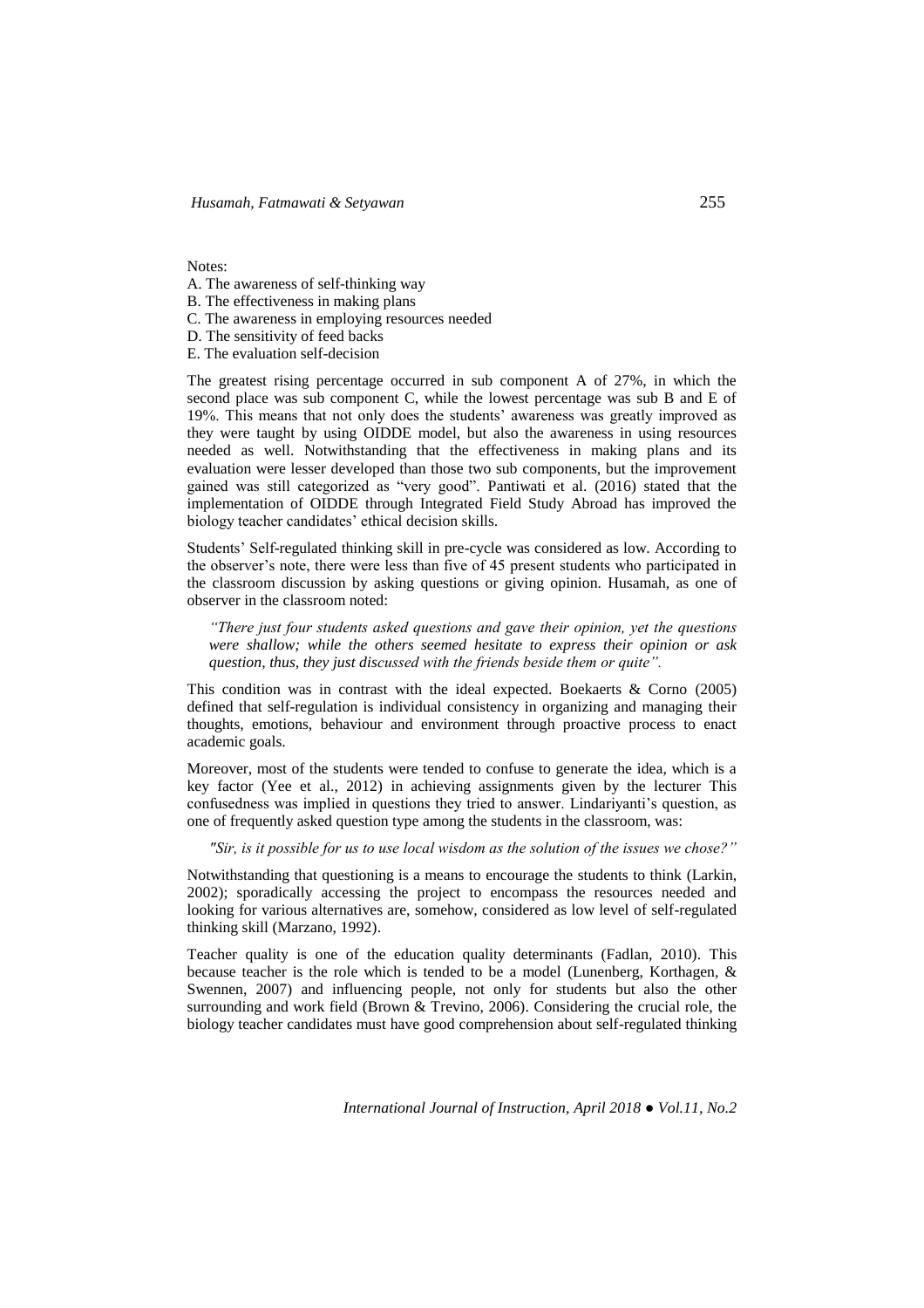Notes:

A. The awareness of self-thinking way
B. The effectiveness in making plans
C. The awareness in employing resources needed
D. The sensitivity of feed backs
E. The evaluation self-decision

The greatest rising percentage occurred in sub component A of 27%, in which the second place was sub component C, while the lowest percentage was sub B and E of 19%. This means that not only does the students' awareness was greatly improved as they were taught by using OIDDE model, but also the awareness in using resources needed as well. Notwithstanding that the effectiveness in making plans and its evaluation were lesser developed than those two sub components, but the improvement gained was still categorized as "very good". Pantiwati et al. (2016) stated that the implementation of OIDDE through Integrated Field Study Abroad has improved the biology teacher candidates' ethical decision skills.

Students' Self-regulated thinking skill in pre-cycle was considered as low. According to the observer's note, there were less than five of 45 present students who participated in the classroom discussion by asking questions or giving opinion. Husamah, as one of observer in the classroom noted:

> *"There just four students asked questions and gave their opinion, yet the questions were shallow; while the others seemed hesitate to express their opinion or ask question, thus, they just discussed with the friends beside them or quite".*

This condition was in contrast with the ideal expected. Boekaerts & Corno (2005) defined that self-regulation is individual consistency in organizing and managing their thoughts, emotions, behaviour and environment through proactive process to enact academic goals.

Moreover, most of the students were tended to confuse to generate the idea, which is a key factor (Yee et al., 2012) in achieving assignments given by the lecturer This confusedness was implied in questions they tried to answer. Lindariyanti's question, as one of frequently asked question type among the students in the classroom, was:

> *"Sir, is it possible for us to use local wisdom as the solution of the issues we chose?"*

Notwithstanding that questioning is a means to encourage the students to think (Larkin, 2002); sporadically accessing the project to encompass the resources needed and looking for various alternatives are, somehow, considered as low level of self-regulated thinking skill (Marzano, 1992).

Teacher quality is one of the education quality determinants (Fadlan, 2010). This because teacher is the role which is tended to be a model (Lunenberg, Korthagen, & Swennen, 2007) and influencing people, not only for students but also the other surrounding and work field (Brown & Trevino, 2006). Considering the crucial role, the biology teacher candidates must have good comprehension about self-regulated thinking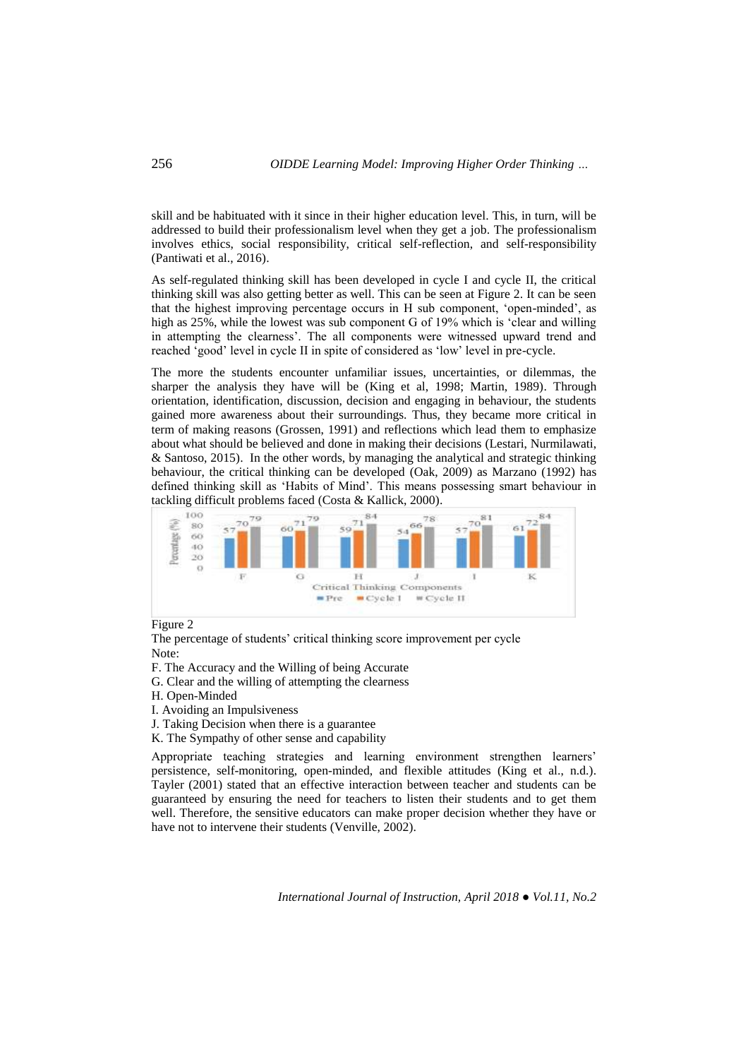skill and be habituated with it since in their higher education level. This, in turn, will be addressed to build their professionalism level when they get a job. The professionalism involves ethics, social responsibility, critical self-reflection, and self-responsibility (Pantiwati et al., 2016).

As self-regulated thinking skill has been developed in cycle I and cycle II, the critical thinking skill was also getting better as well. This can be seen at Figure 2. It can be seen that the highest improving percentage occurs in H sub component, 'open-minded', as high as 25%, while the lowest was sub component G of 19% which is 'clear and willing in attempting the clearness'. The all components were witnessed upward trend and reached 'good' level in cycle II in spite of considered as 'low' level in pre-cycle.

The more the students encounter unfamiliar issues, uncertainties, or dilemmas, the sharper the analysis they have will be (King et al, 1998; Martin, 1989). Through orientation, identification, discussion, decision and engaging in behaviour, the students gained more awareness about their surroundings. Thus, they became more critical in term of making reasons (Grossen, 1991) and reflections which lead them to emphasize about what should be believed and done in making their decisions (Lestari, Nurmilawati, & Santoso, 2015). In the other words, by managing the analytical and strategic thinking behaviour, the critical thinking can be developed (Oak, 2009) as Marzano (1992) has defined thinking skill as 'Habits of Mind'. This means possessing smart behaviour in tackling difficult problems faced (Costa & Kallick, 2000).

Figure 2

The percentage of students' critical thinking score improvement per cycle

Note:

F. The Accuracy and the Willing of being Accurate

G. Clear and the willing of attempting the clearness

H. Open-Minded

I. Avoiding an Impulsiveness

J. Taking Decision when there is a guarantee

K. The Sympathy of other sense and capability

Appropriate teaching strategies and learning environment strengthen learners' persistence, self-monitoring, open-minded, and flexible attitudes (King et al., n.d.). Tayler (2001) stated that an effective interaction between teacher and students can be guaranteed by ensuring the need for teachers to listen their students and to get them well. Therefore, the sensitive educators can make proper decision whether they have or have not to intervene their students (Venville, 2002).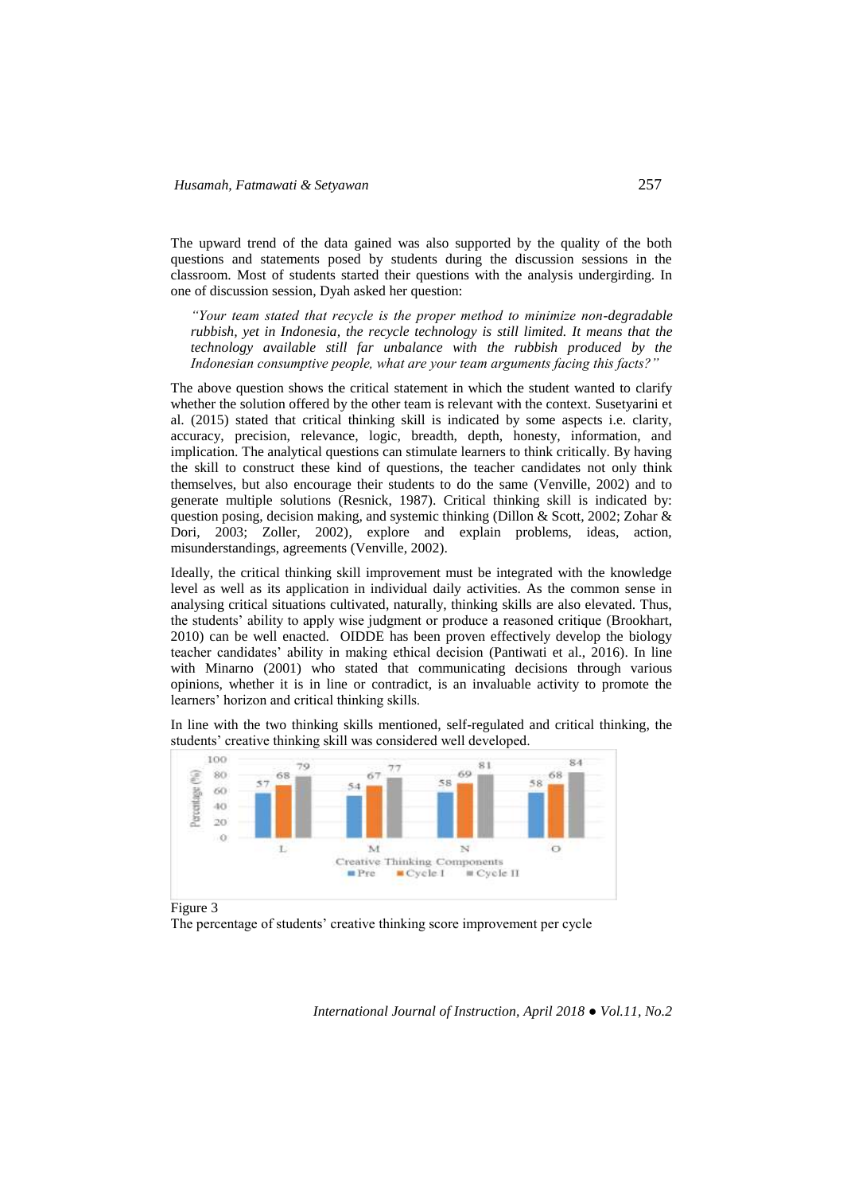The upward trend of the data gained was also supported by the quality of the both questions and statements posed by students during the discussion sessions in the classroom. Most of students started their questions with the analysis undergirding. In one of discussion session, Dyah asked her question:

> *"Your team stated that recycle is the proper method to minimize non-degradable rubbish, yet in Indonesia, the recycle technology is still limited. It means that the technology available still far unbalance with the rubbish produced by the Indonesian consumptive people, what are your team arguments facing this facts?"*

The above question shows the critical statement in which the student wanted to clarify whether the solution offered by the other team is relevant with the context. Susetyarini et al. (2015) stated that critical thinking skill is indicated by some aspects i.e. clarity, accuracy, precision, relevance, logic, breadth, depth, honesty, information, and implication. The analytical questions can stimulate learners to think critically. By having the skill to construct these kind of questions, the teacher candidates not only think themselves, but also encourage their students to do the same (Venville, 2002) and to generate multiple solutions (Resnick, 1987). Critical thinking skill is indicated by: question posing, decision making, and systemic thinking (Dillon & Scott, 2002; Zohar & Dori, 2003; Zoller, 2002), explore and explain problems, ideas, action, misunderstandings, agreements (Venville, 2002).

Ideally, the critical thinking skill improvement must be integrated with the knowledge level as well as its application in individual daily activities. As the common sense in analysing critical situations cultivated, naturally, thinking skills are also elevated. Thus, the students' ability to apply wise judgment or produce a reasoned critique (Brookhart, 2010) can be well enacted. OIDDE has been proven effectively develop the biology teacher candidates' ability in making ethical decision (Pantiwati et al., 2016). In line with Minarno (2001) who stated that communicating decisions through various opinions, whether it is in line or contradict, is an invaluable activity to promote the learners' horizon and critical thinking skills.

In line with the two thinking skills mentioned, self-regulated and critical thinking, the students' creative thinking skill was considered well developed.

Figure 3

The percentage of students' creative thinking score improvement per cycle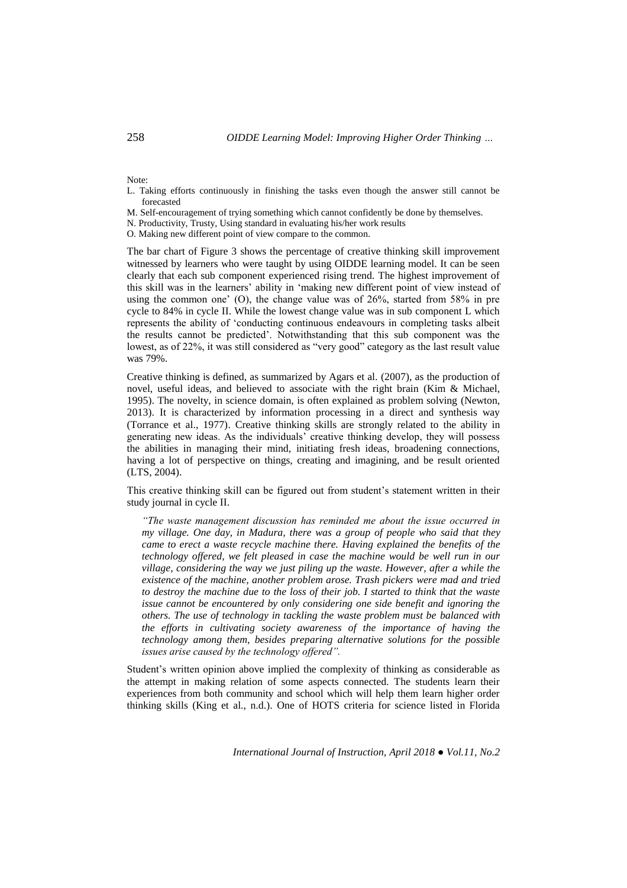Note:

L. Taking efforts continuously in finishing the tasks even though the answer still cannot be forecasted

M. Self-encouragement of trying something which cannot confidently be done by themselves.

N. Productivity, Trusty, Using standard in evaluating his/her work results

O. Making new different point of view compare to the common.

The bar chart of Figure 3 shows the percentage of creative thinking skill improvement witnessed by learners who were taught by using OIDDE learning model. It can be seen clearly that each sub component experienced rising trend. The highest improvement of this skill was in the learners' ability in 'making new different point of view instead of using the common one' (O), the change value was of 26%, started from 58% in pre cycle to 84% in cycle II. While the lowest change value was in sub component L which represents the ability of 'conducting continuous endeavours in completing tasks albeit the results cannot be predicted'. Notwithstanding that this sub component was the lowest, as of 22%, it was still considered as "very good" category as the last result value was 79%.

Creative thinking is defined, as summarized by Agars et al. (2007), as the production of novel, useful ideas, and believed to associate with the right brain (Kim & Michael, 1995). The novelty, in science domain, is often explained as problem solving (Newton, 2013). It is characterized by information processing in a direct and synthesis way (Torrance et al., 1977). Creative thinking skills are strongly related to the ability in generating new ideas. As the individuals' creative thinking develop, they will possess the abilities in managing their mind, initiating fresh ideas, broadening connections, having a lot of perspective on things, creating and imagining, and be result oriented (LTS, 2004).

This creative thinking skill can be figured out from student's statement written in their study journal in cycle II.

> *"The waste management discussion has reminded me about the issue occurred in my village. One day, in Madura, there was a group of people who said that they came to erect a waste recycle machine there. Having explained the benefits of the technology offered, we felt pleased in case the machine would be well run in our village, considering the way we just piling up the waste. However, after a while the existence of the machine, another problem arose. Trash pickers were mad and tried to destroy the machine due to the loss of their job. I started to think that the waste issue cannot be encountered by only considering one side benefit and ignoring the others. The use of technology in tackling the waste problem must be balanced with the efforts in cultivating society awareness of the importance of having the technology among them, besides preparing alternative solutions for the possible issues arise caused by the technology offered".*

Student's written opinion above implied the complexity of thinking as considerable as the attempt in making relation of some aspects connected. The students learn their experiences from both community and school which will help them learn higher order thinking skills (King et al., n.d.). One of HOTS criteria for science listed in Florida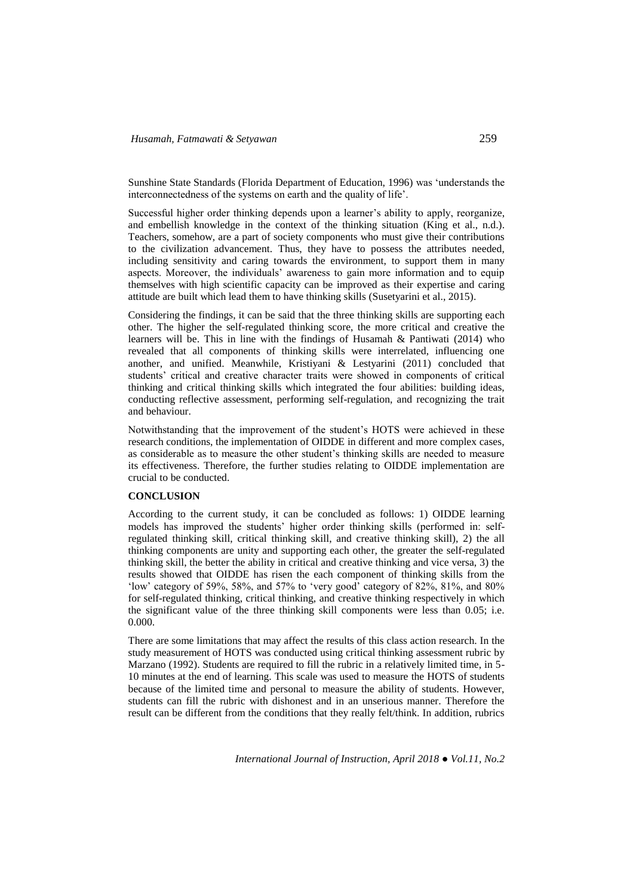Sunshine State Standards (Florida Department of Education, 1996) was 'understands the interconnectedness of the systems on earth and the quality of life'.

Successful higher order thinking depends upon a learner's ability to apply, reorganize, and embellish knowledge in the context of the thinking situation (King et al., n.d.). Teachers, somehow, are a part of society components who must give their contributions to the civilization advancement. Thus, they have to possess the attributes needed, including sensitivity and caring towards the environment, to support them in many aspects. Moreover, the individuals' awareness to gain more information and to equip themselves with high scientific capacity can be improved as their expertise and caring attitude are built which lead them to have thinking skills (Susetyarini et al., 2015).

Considering the findings, it can be said that the three thinking skills are supporting each other. The higher the self-regulated thinking score, the more critical and creative the learners will be. This in line with the findings of Husamah & Pantiwati (2014) who revealed that all components of thinking skills were interrelated, influencing one another, and unified. Meanwhile, Kristiyani & Lestyarini (2011) concluded that students' critical and creative character traits were showed in components of critical thinking and critical thinking skills which integrated the four abilities: building ideas, conducting reflective assessment, performing self-regulation, and recognizing the trait and behaviour.

Notwithstanding that the improvement of the student's HOTS were achieved in these research conditions, the implementation of OIDDE in different and more complex cases, as considerable as to measure the other student's thinking skills are needed to measure its effectiveness. Therefore, the further studies relating to OIDDE implementation are crucial to be conducted.

## CONCLUSION

According to the current study, it can be concluded as follows: 1) OIDDE learning models has improved the students' higher order thinking skills (performed in: self-regulated thinking skill, critical thinking skill, and creative thinking skill), 2) the all thinking components are unity and supporting each other, the greater the self-regulated thinking skill, the better the ability in critical and creative thinking and vice versa, 3) the results showed that OIDDE has risen the each component of thinking skills from the 'low' category of 59%, 58%, and 57% to 'very good' category of 82%, 81%, and 80% for self-regulated thinking, critical thinking, and creative thinking respectively in which the significant value of the three thinking skill components were less than 0.05; i.e. 0.000.

There are some limitations that may affect the results of this class action research. In the study measurement of HOTS was conducted using critical thinking assessment rubric by Marzano (1992). Students are required to fill the rubric in a relatively limited time, in 5-10 minutes at the end of learning. This scale was used to measure the HOTS of students because of the limited time and personal to measure the ability of students. However, students can fill the rubric with dishonest and in an unserious manner. Therefore the result can be different from the conditions that they really felt/think. In addition, rubrics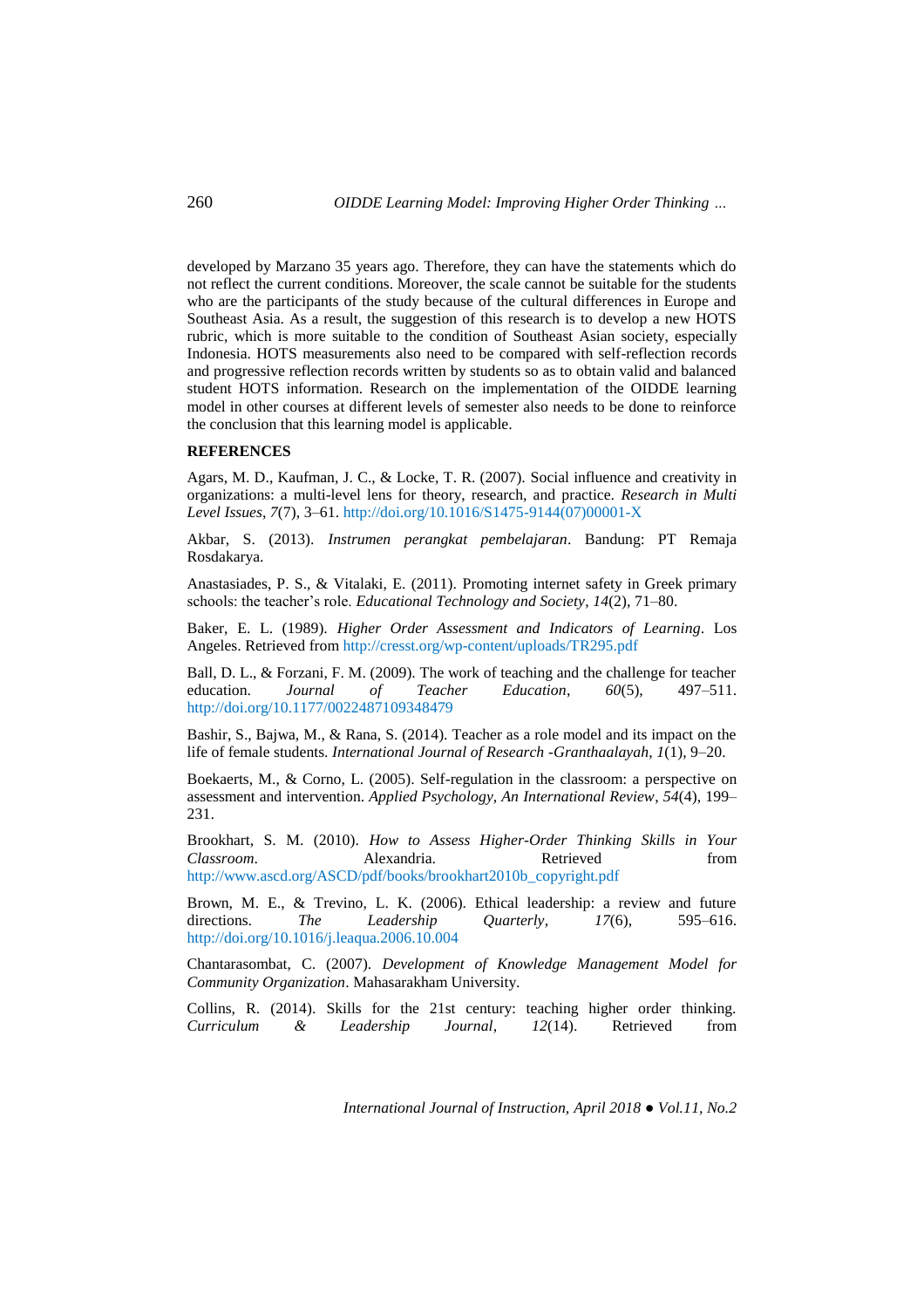developed by Marzano 35 years ago. Therefore, they can have the statements which do not reflect the current conditions. Moreover, the scale cannot be suitable for the students who are the participants of the study because of the cultural differences in Europe and Southeast Asia. As a result, the suggestion of this research is to develop a new HOTS rubric, which is more suitable to the condition of Southeast Asian society, especially Indonesia. HOTS measurements also need to be compared with self-reflection records and progressive reflection records written by students so as to obtain valid and balanced student HOTS information. Research on the implementation of the OIDDE learning model in other courses at different levels of semester also needs to be done to reinforce the conclusion that this learning model is applicable.

## REFERENCES

Agars, M. D., Kaufman, J. C., & Locke, T. R. (2007). Social influence and creativity in organizations: a multi-level lens for theory, research, and practice. *Research in Multi Level Issues*, *7*(7), 3–61. http://doi.org/10.1016/S1475-9144(07)00001-X

Akbar, S. (2013). *Instrumen perangkat pembelajaran*. Bandung: PT Remaja Rosdakarya.

Anastasiades, P. S., & Vitalaki, E. (2011). Promoting internet safety in Greek primary schools: the teacher's role. *Educational Technology and Society*, *14*(2), 71–80.

Baker, E. L. (1989). *Higher Order Assessment and Indicators of Learning*. Los Angeles. Retrieved from http://cresst.org/wp-content/uploads/TR295.pdf

Ball, D. L., & Forzani, F. M. (2009). The work of teaching and the challenge for teacher education. *Journal of Teacher Education*, *60*(5), 497–511. http://doi.org/10.1177/0022487109348479

Bashir, S., Bajwa, M., & Rana, S. (2014). Teacher as a role model and its impact on the life of female students. *International Journal of Research -Granthaalayah*, *1*(1), 9–20.

Boekaerts, M., & Corno, L. (2005). Self-regulation in the classroom: a perspective on assessment and intervention. *Applied Psychology, An International Review*, *54*(4), 199–231.

Brookhart, S. M. (2010). *How to Assess Higher-Order Thinking Skills in Your Classroom*. Alexandria. Retrieved from http://www.ascd.org/ASCD/pdf/books/brookhart2010b_copyright.pdf

Brown, M. E., & Trevino, L. K. (2006). Ethical leadership: a review and future directions. *The Leadership Quarterly*, *17*(6), 595–616. http://doi.org/10.1016/j.leaqua.2006.10.004

Chantarasombat, C. (2007). *Development of Knowledge Management Model for Community Organization*. Mahasarakham University.

Collins, R. (2014). Skills for the 21st century: teaching higher order thinking. *Curriculum & Leadership Journal*, *12*(14). Retrieved from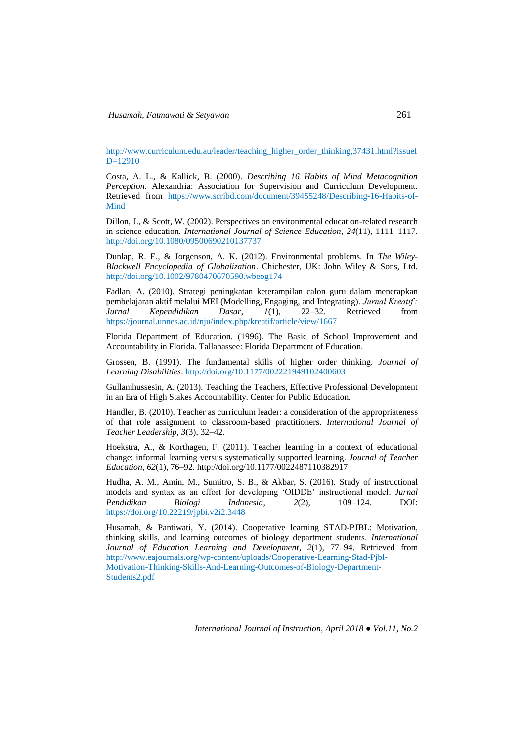http://www.curriculum.edu.au/leader/teaching_higher_order_thinking,37431.html?issueID=12910

Costa, A. L., & Kallick, B. (2000). *Describing 16 Habits of Mind Metacognition Perception*. Alexandria: Association for Supervision and Curriculum Development. Retrieved from https://www.scribd.com/document/39455248/Describing-16-Habits-of-Mind

Dillon, J., & Scott, W. (2002). Perspectives on environmental education-related research in science education. *International Journal of Science Education*, *24*(11), 1111–1117. http://doi.org/10.1080/09500690210137737

Dunlap, R. E., & Jorgenson, A. K. (2012). Environmental problems. In *The Wiley-Blackwell Encyclopedia of Globalization*. Chichester, UK: John Wiley & Sons, Ltd. http://doi.org/10.1002/9780470670590.wbeog174

Fadlan, A. (2010). Strategi peningkatan keterampilan calon guru dalam menerapkan pembelajaran aktif melalui MEI (Modelling, Engaging, and Integrating). *Jurnal Kreatif : Jurnal Kependidikan Dasar*, *1*(1), 22–32. Retrieved from https://journal.unnes.ac.id/nju/index.php/kreatif/article/view/1667

Florida Department of Education. (1996). The Basic of School Improvement and Accountability in Florida. Tallahassee: Florida Department of Education.

Grossen, B. (1991). The fundamental skills of higher order thinking. *Journal of Learning Disabilities*. http://doi.org/10.1177/002221949102400603

Gullamhussesin, A. (2013). Teaching the Teachers, Effective Professional Development in an Era of High Stakes Accountability. Center for Public Education.

Handler, B. (2010). Teacher as curriculum leader: a consideration of the appropriateness of that role assignment to classroom-based practitioners. *International Journal of Teacher Leadership*, *3*(3), 32–42.

Hoekstra, A., & Korthagen, F. (2011). Teacher learning in a context of educational change: informal learning versus systematically supported learning. *Journal of Teacher Education*, *62*(1), 76–92. http://doi.org/10.1177/0022487110382917

Hudha, A. M., Amin, M., Sumitro, S. B., & Akbar, S. (2016). Study of instructional models and syntax as an effort for developing 'OIDDE' instructional model. *Jurnal Pendidikan Biologi Indonesia*, *2*(2), 109–124. DOI: https://doi.org/10.22219/jpbi.v2i2.3448

Husamah, & Pantiwati, Y. (2014). Cooperative learning STAD-PJBL: Motivation, thinking skills, and learning outcomes of biology department students. *International Journal of Education Learning and Development*, *2*(1), 77–94. Retrieved from http://www.eajournals.org/wp-content/uploads/Cooperative-Learning-Stad-Pjbl-Motivation-Thinking-Skills-And-Learning-Outcomes-of-Biology-Department-Students2.pdf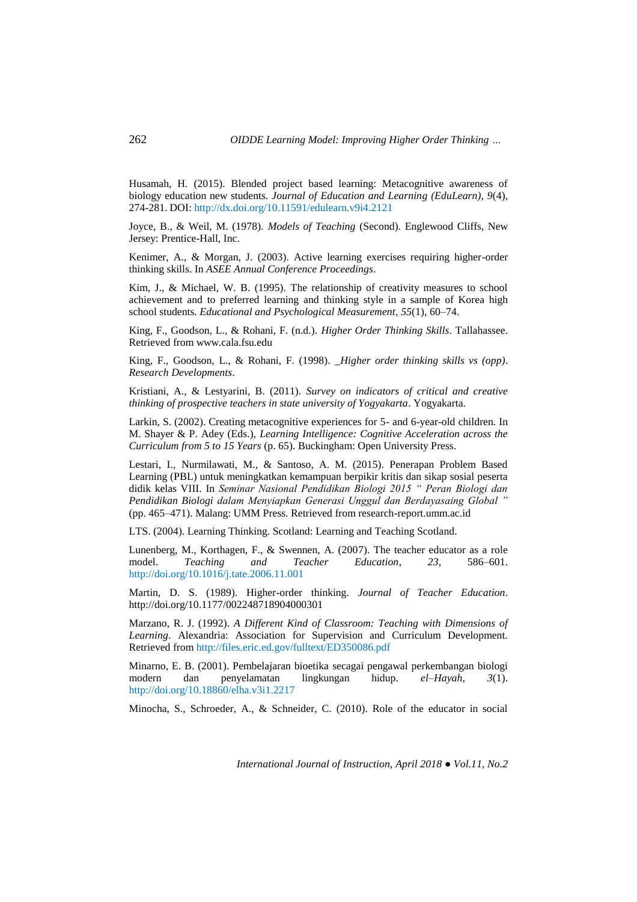Husamah, H. (2015). Blended project based learning: Metacognitive awareness of biology education new students. *Journal of Education and Learning (EduLearn)*, *9*(4), 274-281. DOI: http://dx.doi.org/10.11591/edulearn.v9i4.2121

Joyce, B., & Weil, M. (1978). *Models of Teaching* (Second). Englewood Cliffs, New Jersey: Prentice-Hall, Inc.

Kenimer, A., & Morgan, J. (2003). Active learning exercises requiring higher-order thinking skills. In *ASEE Annual Conference Proceedings*.

Kim, J., & Michael, W. B. (1995). The relationship of creativity measures to school achievement and to preferred learning and thinking style in a sample of Korea high school students. *Educational and Psychological Measurement*, *55*(1), 60–74.

King, F., Goodson, L., & Rohani, F. (n.d.). *Higher Order Thinking Skills*. Tallahassee. Retrieved from www.cala.fsu.edu

King, F., Goodson, L., & Rohani, F. (1998). *_Higher order thinking skills vs (opp)*. *Research Developments*.

Kristiani, A., & Lestyarini, B. (2011). *Survey on indicators of critical and creative thinking of prospective teachers in state university of Yogyakarta*. Yogyakarta.

Larkin, S. (2002). Creating metacognitive experiences for 5- and 6-year-old children. In M. Shayer & P. Adey (Eds.), *Learning Intelligence: Cognitive Acceleration across the Curriculum from 5 to 15 Years* (p. 65). Buckingham: Open University Press.

Lestari, I., Nurmilawati, M., & Santoso, A. M. (2015). Penerapan Problem Based Learning (PBL) untuk meningkatkan kemampuan berpikir kritis dan sikap sosial peserta didik kelas VIII. In *Seminar Nasional Pendidikan Biologi 2015 " Peran Biologi dan Pendidikan Biologi dalam Menyiapkan Generasi Unggul dan Berdayasaing Global "* (pp. 465–471). Malang: UMM Press. Retrieved from research-report.umm.ac.id

LTS. (2004). Learning Thinking. Scotland: Learning and Teaching Scotland.

Lunenberg, M., Korthagen, F., & Swennen, A. (2007). The teacher educator as a role model. *Teaching and Teacher Education*, *23*, 586–601. http://doi.org/10.1016/j.tate.2006.11.001

Martin, D. S. (1989). Higher-order thinking. *Journal of Teacher Education*. http://doi.org/10.1177/002248718904000301

Marzano, R. J. (1992). *A Different Kind of Classroom: Teaching with Dimensions of Learning*. Alexandria: Association for Supervision and Curriculum Development. Retrieved from http://files.eric.ed.gov/fulltext/ED350086.pdf

Minarno, E. B. (2001). Pembelajaran bioetika secagai pengawal perkembangan biologi modern dan penyelamatan lingkungan hidup. *el–Hayah*, *3*(1). http://doi.org/10.18860/elha.v3i1.2217

Minocha, S., Schroeder, A., & Schneider, C. (2010). Role of the educator in social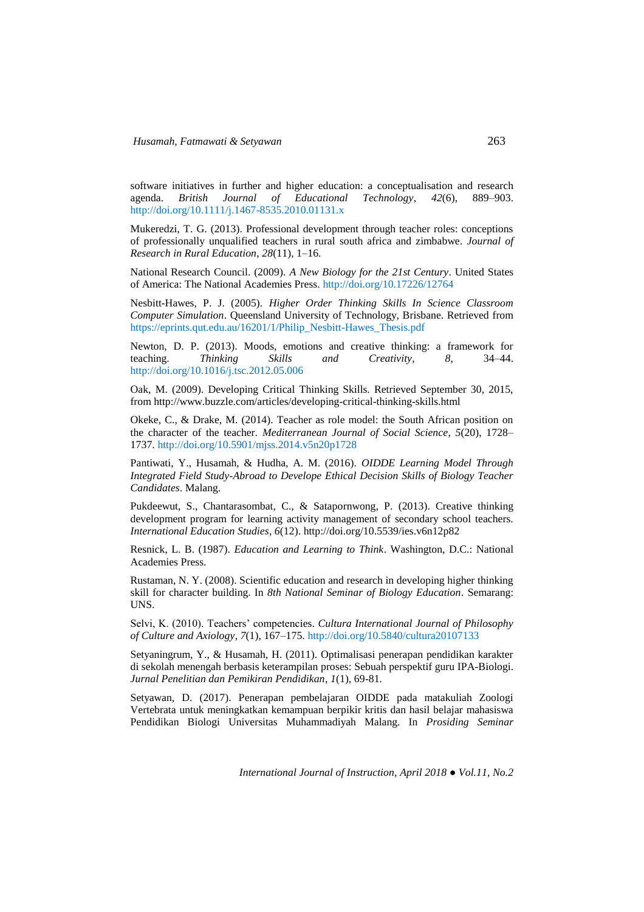software initiatives in further and higher education: a conceptualisation and research agenda. *British Journal of Educational Technology*, *42*(6), 889–903. http://doi.org/10.1111/j.1467-8535.2010.01131.x

Mukeredzi, T. G. (2013). Professional development through teacher roles: conceptions of professionally unqualified teachers in rural south africa and zimbabwe. *Journal of Research in Rural Education*, *28*(11), 1–16.

National Research Council. (2009). *A New Biology for the 21st Century*. United States of America: The National Academies Press. http://doi.org/10.17226/12764

Nesbitt-Hawes, P. J. (2005). *Higher Order Thinking Skills In Science Classroom Computer Simulation*. Queensland University of Technology, Brisbane. Retrieved from https://eprints.qut.edu.au/16201/1/Philip_Nesbitt-Hawes_Thesis.pdf

Newton, D. P. (2013). Moods, emotions and creative thinking: a framework for teaching. *Thinking Skills and Creativity*, *8*, 34–44. http://doi.org/10.1016/j.tsc.2012.05.006

Oak, M. (2009). Developing Critical Thinking Skills. Retrieved September 30, 2015, from http://www.buzzle.com/articles/developing-critical-thinking-skills.html

Okeke, C., & Drake, M. (2014). Teacher as role model: the South African position on the character of the teacher. *Mediterranean Journal of Social Science*, *5*(20), 1728–1737. http://doi.org/10.5901/mjss.2014.v5n20p1728

Pantiwati, Y., Husamah, & Hudha, A. M. (2016). *OIDDE Learning Model Through Integrated Field Study-Abroad to Develope Ethical Decision Skills of Biology Teacher Candidates*. Malang.

Pukdeewut, S., Chantarasombat, C., & Satapornwong, P. (2013). Creative thinking development program for learning activity management of secondary school teachers. *International Education Studies*, *6*(12). http://doi.org/10.5539/ies.v6n12p82

Resnick, L. B. (1987). *Education and Learning to Think*. Washington, D.C.: National Academies Press.

Rustaman, N. Y. (2008). Scientific education and research in developing higher thinking skill for character building. In *8th National Seminar of Biology Education*. Semarang: UNS.

Selvi, K. (2010). Teachers' competencies. *Cultura International Journal of Philosophy of Culture and Axiology*, *7*(1), 167–175. http://doi.org/10.5840/cultura20107133

Setyaningrum, Y., & Husamah, H. (2011). Optimalisasi penerapan pendidikan karakter di sekolah menengah berbasis keterampilan proses: Sebuah perspektif guru IPA-Biologi. *Jurnal Penelitian dan Pemikiran Pendidikan*, *1*(1), 69-81.

Setyawan, D. (2017). Penerapan pembelajaran OIDDE pada matakuliah Zoologi Vertebrata untuk meningkatkan kemampuan berpikir kritis dan hasil belajar mahasiswa Pendidikan Biologi Universitas Muhammadiyah Malang. In *Prosiding Seminar*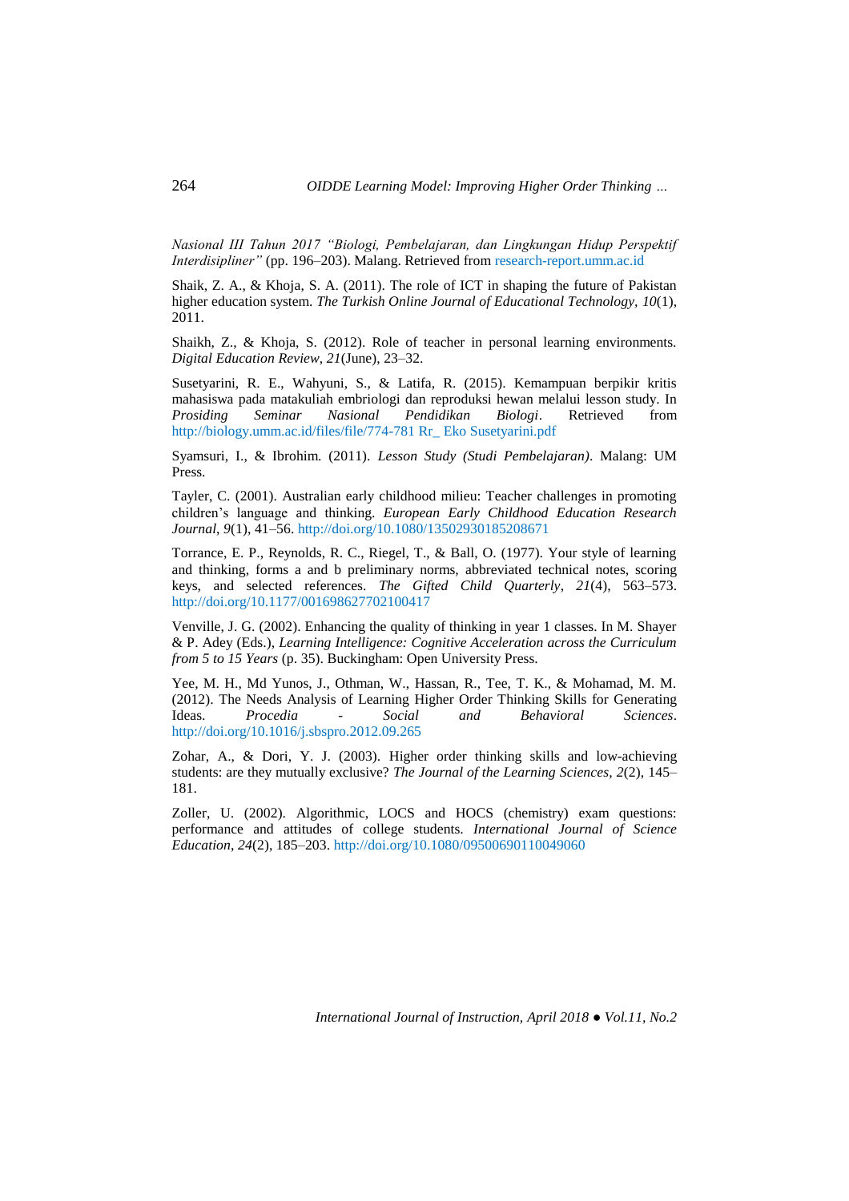*Nasional III Tahun 2017 "Biologi, Pembelajaran, dan Lingkungan Hidup Perspektif Interdisipliner"* (pp. 196–203). Malang. Retrieved from research-report.umm.ac.id

Shaik, Z. A., & Khoja, S. A. (2011). The role of ICT in shaping the future of Pakistan higher education system. *The Turkish Online Journal of Educational Technology*, *10*(1), 2011.

Shaikh, Z., & Khoja, S. (2012). Role of teacher in personal learning environments. *Digital Education Review*, *21*(June), 23–32.

Susetyarini, R. E., Wahyuni, S., & Latifa, R. (2015). Kemampuan berpikir kritis mahasiswa pada matakuliah embriologi dan reproduksi hewan melalui lesson study. In *Prosiding Seminar Nasional Pendidikan Biologi*. Retrieved from http://biology.umm.ac.id/files/file/774-781 Rr_ Eko Susetyarini.pdf

Syamsuri, I., & Ibrohim. (2011). *Lesson Study (Studi Pembelajaran)*. Malang: UM Press.

Tayler, C. (2001). Australian early childhood milieu: Teacher challenges in promoting children's language and thinking. *European Early Childhood Education Research Journal*, *9*(1), 41–56. http://doi.org/10.1080/13502930185208671

Torrance, E. P., Reynolds, R. C., Riegel, T., & Ball, O. (1977). Your style of learning and thinking, forms a and b preliminary norms, abbreviated technical notes, scoring keys, and selected references. *The Gifted Child Quarterly*, *21*(4), 563–573. http://doi.org/10.1177/001698627702100417

Venville, J. G. (2002). Enhancing the quality of thinking in year 1 classes. In M. Shayer & P. Adey (Eds.), *Learning Intelligence: Cognitive Acceleration across the Curriculum from 5 to 15 Years* (p. 35). Buckingham: Open University Press.

Yee, M. H., Md Yunos, J., Othman, W., Hassan, R., Tee, T. K., & Mohamad, M. M. (2012). The Needs Analysis of Learning Higher Order Thinking Skills for Generating Ideas. *Procedia - Social and Behavioral Sciences*. http://doi.org/10.1016/j.sbspro.2012.09.265

Zohar, A., & Dori, Y. J. (2003). Higher order thinking skills and low-achieving students: are they mutually exclusive? *The Journal of the Learning Sciences*, *2*(2), 145–181.

Zoller, U. (2002). Algorithmic, LOCS and HOCS (chemistry) exam questions: performance and attitudes of college students. *International Journal of Science Education*, *24*(2), 185–203. http://doi.org/10.1080/09500690110049060